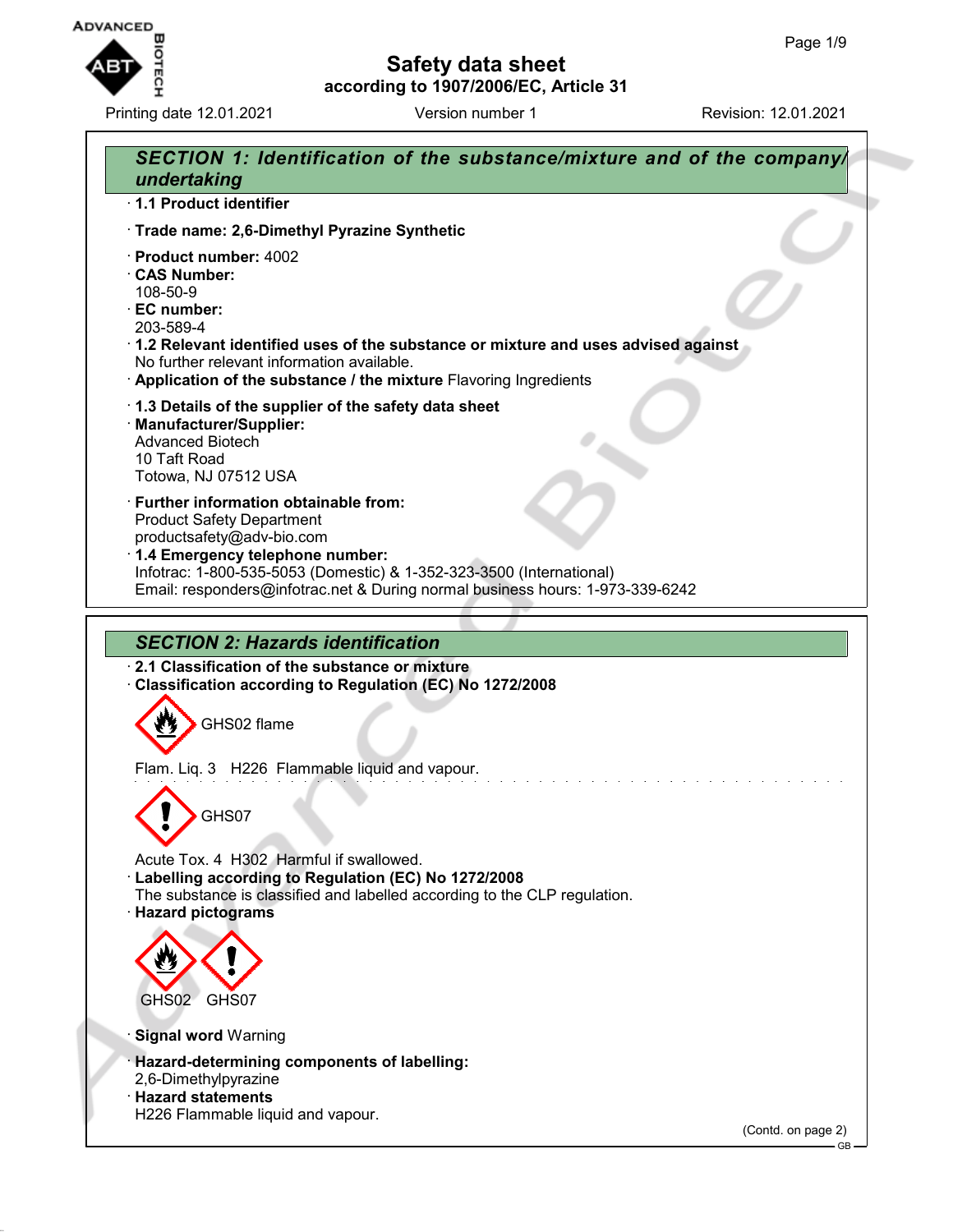# Safety data sheet

according to 1907/2006/EC, Article 31

Printing date 12.01.2021 Version number 1 Revision: 12.01.2021

## SECTION 1: Identification of the substance/mixture and of the company/undertaking

· **1.1 Product identifier**

· **Trade name: 2,6-Dimethyl Pyrazine Synthetic**

· **Product number:** 4002
· **CAS Number:**
108-50-9
· **EC number:**
203-589-4
· **1.2 Relevant identified uses of the substance or mixture and uses advised against**
No further relevant information available.
· **Application of the substance / the mixture** Flavoring Ingredients

· **1.3 Details of the supplier of the safety data sheet**
· **Manufacturer/Supplier:**
Advanced Biotech
10 Taft Road
Totowa, NJ 07512 USA

· **Further information obtainable from:**
Product Safety Department
productsafety@adv-bio.com
· **1.4 Emergency telephone number:**
Infotrac: 1-800-535-5053 (Domestic) & 1-352-323-3500 (International)
Email: responders@infotrac.net & During normal business hours: 1-973-339-6242

## SECTION 2: Hazards identification

· **2.1 Classification of the substance or mixture**
· **Classification according to Regulation (EC) No 1272/2008**

GHS02 flame

Flam. Liq. 3 H226 Flammable liquid and vapour.

GHS07

Acute Tox. 4 H302 Harmful if swallowed.
· **Labelling according to Regulation (EC) No 1272/2008**
The substance is classified and labelled according to the CLP regulation.
· **Hazard pictograms**

GHS02 GHS07

· **Signal word** Warning

· **Hazard-determining components of labelling:**
2,6-Dimethylpyrazine
· **Hazard statements**
H226 Flammable liquid and vapour.

(Contd. on page 2)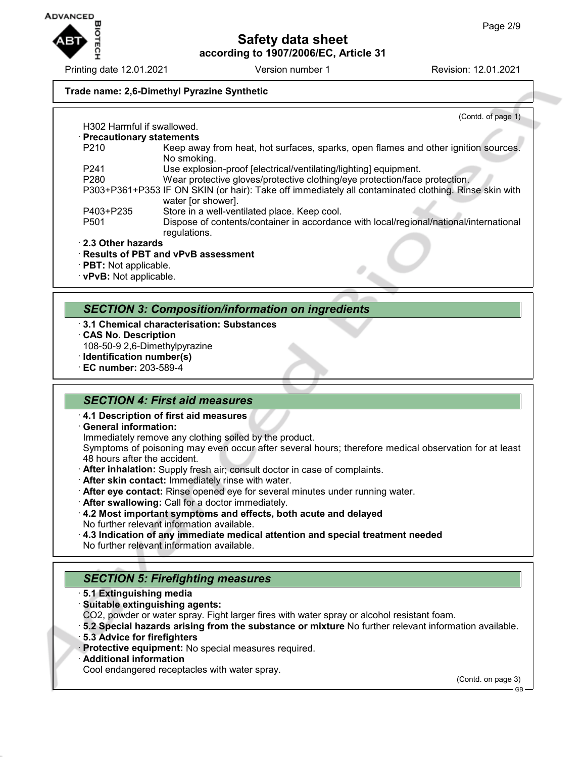**Trade name: 2,6-Dimethyl Pyrazine Synthetic**

(Contd. of page 1)

H302 Harmful if swallowed.

· **Precautionary statements**

| | |
|---|---|
| P210 | Keep away from heat, hot surfaces, sparks, open flames and other ignition sources. No smoking. |
| P241 | Use explosion-proof [electrical/ventilating/lighting] equipment. |
| P280 | Wear protective gloves/protective clothing/eye protection/face protection. |
| P303+P361+P353 | IF ON SKIN (or hair): Take off immediately all contaminated clothing. Rinse skin with water [or shower]. |
| P403+P235 | Store in a well-ventilated place. Keep cool. |
| P501 | Dispose of contents/container in accordance with local/regional/national/international regulations. |

· **2.3 Other hazards**

· **Results of PBT and vPvB assessment**

· **PBT:** Not applicable.

· **vPvB:** Not applicable.

## *SECTION 3: Composition/information on ingredients*

· **3.1 Chemical characterisation: Substances**

· **CAS No. Description**

108-50-9 2,6-Dimethylpyrazine

· **Identification number(s)**

· **EC number:** 203-589-4

## *SECTION 4: First aid measures*

· **4.1 Description of first aid measures**

· **General information:**

Immediately remove any clothing soiled by the product.

Symptoms of poisoning may even occur after several hours; therefore medical observation for at least 48 hours after the accident.

· **After inhalation:** Supply fresh air; consult doctor in case of complaints.

· **After skin contact:** Immediately rinse with water.

· **After eye contact:** Rinse opened eye for several minutes under running water.

· **After swallowing:** Call for a doctor immediately.

· **4.2 Most important symptoms and effects, both acute and delayed**

No further relevant information available.

· **4.3 Indication of any immediate medical attention and special treatment needed**

No further relevant information available.

## *SECTION 5: Firefighting measures*

· **5.1 Extinguishing media**

· **Suitable extinguishing agents:**

$CO_2$, powder or water spray. Fight larger fires with water spray or alcohol resistant foam.

· **5.2 Special hazards arising from the substance or mixture** No further relevant information available.

· **5.3 Advice for firefighters**

· **Protective equipment:** No special measures required.

· **Additional information**

Cool endangered receptacles with water spray.

(Contd. on page 3)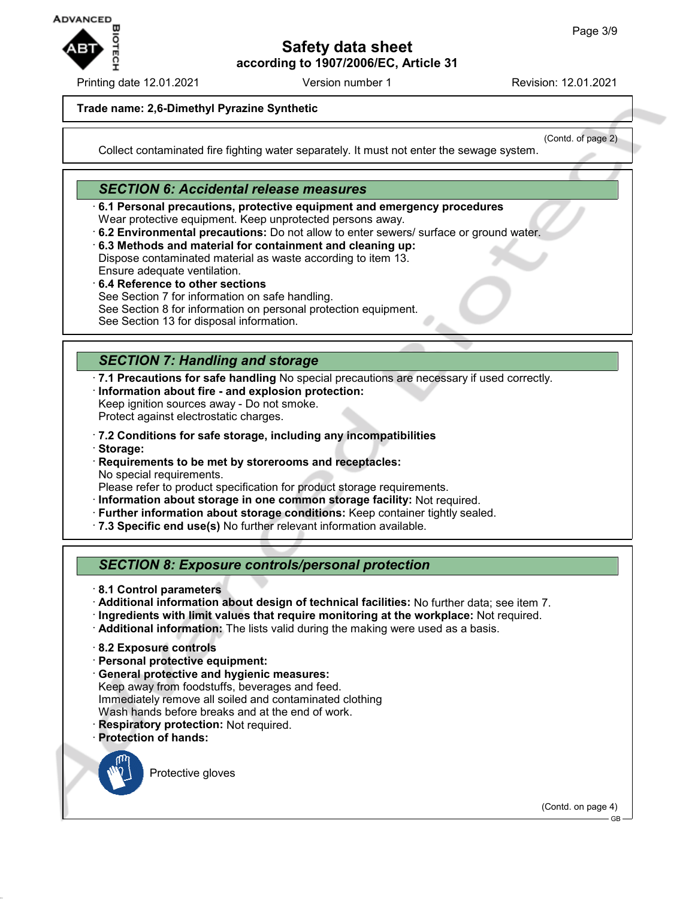**Trade name: 2,6-Dimethyl Pyrazine Synthetic**

(Contd. of page 2)

Collect contaminated fire fighting water separately. It must not enter the sewage system.

## SECTION 6: Accidental release measures

· **6.1 Personal precautions, protective equipment and emergency procedures**
Wear protective equipment. Keep unprotected persons away.
· **6.2 Environmental precautions:** Do not allow to enter sewers/ surface or ground water.
· **6.3 Methods and material for containment and cleaning up:**
Dispose contaminated material as waste according to item 13.
Ensure adequate ventilation.
· **6.4 Reference to other sections**
See Section 7 for information on safe handling.
See Section 8 for information on personal protection equipment.
See Section 13 for disposal information.

## SECTION 7: Handling and storage

· **7.1 Precautions for safe handling** No special precautions are necessary if used correctly.
· **Information about fire - and explosion protection:**
Keep ignition sources away - Do not smoke.
Protect against electrostatic charges.

· **7.2 Conditions for safe storage, including any incompatibilities**
· **Storage:**
· **Requirements to be met by storerooms and receptacles:**
No special requirements.
Please refer to product specification for product storage requirements.
· **Information about storage in one common storage facility:** Not required.
· **Further information about storage conditions:** Keep container tightly sealed.
· **7.3 Specific end use(s)** No further relevant information available.

## SECTION 8: Exposure controls/personal protection

· **8.1 Control parameters**
· **Additional information about design of technical facilities:** No further data; see item 7.
· **Ingredients with limit values that require monitoring at the workplace:** Not required.
· **Additional information:** The lists valid during the making were used as a basis.

· **8.2 Exposure controls**
· **Personal protective equipment:**
· **General protective and hygienic measures:**
Keep away from foodstuffs, beverages and feed.
Immediately remove all soiled and contaminated clothing
Wash hands before breaks and at the end of work.
· **Respiratory protection:** Not required.
· **Protection of hands:**

Protective gloves

(Contd. on page 4)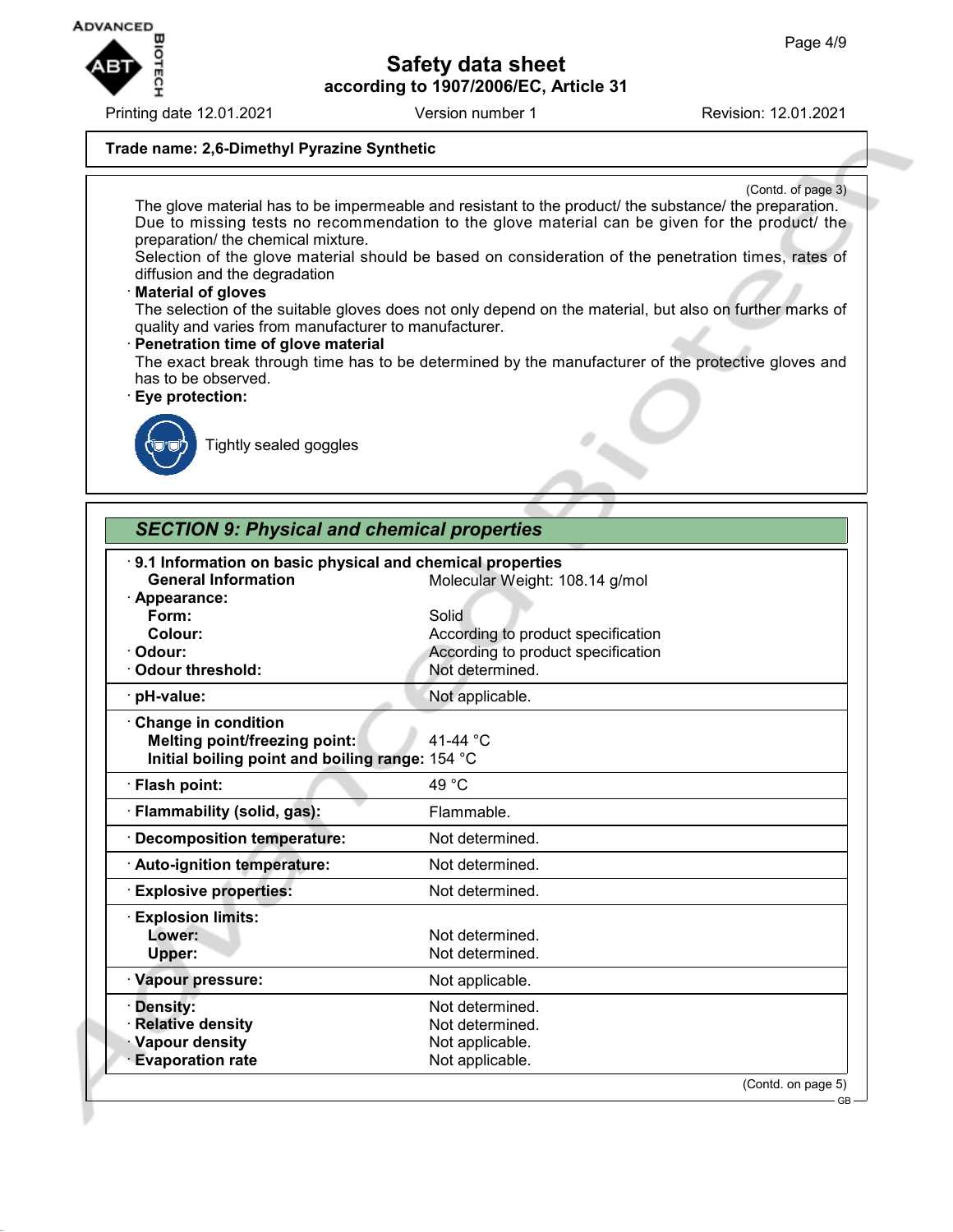**Trade name: 2,6-Dimethyl Pyrazine Synthetic**

(Contd. of page 3)

The glove material has to be impermeable and resistant to the product/ the substance/ the preparation.
Due to missing tests no recommendation to the glove material can be given for the product/ the preparation/ the chemical mixture.
Selection of the glove material should be based on consideration of the penetration times, rates of diffusion and the degradation

· **Material of gloves**
The selection of the suitable gloves does not only depend on the material, but also on further marks of quality and varies from manufacturer to manufacturer.

· **Penetration time of glove material**
The exact break through time has to be determined by the manufacturer of the protective gloves and has to be observed.

· **Eye protection:**

Tightly sealed goggles

## *SECTION 9: Physical and chemical properties*

| Property | Value |
|---|---|
| **· 9.1 Information on basic physical and chemical properties** | |
| **General Information** | Molecular Weight: 108.14 g/mol |
| **· Appearance:** | |
| **Form:** | Solid |
| **Colour:** | According to product specification |
| **· Odour:** | According to product specification |
| **· Odour threshold:** | Not determined. |
| **· pH-value:** | Not applicable. |
| **· Change in condition** | |
| **Melting point/freezing point:** | 41-44 °C |
| **Initial boiling point and boiling range:** | 154 °C |
| **· Flash point:** | 49 °C |
| **· Flammability (solid, gas):** | Flammable. |
| **· Decomposition temperature:** | Not determined. |
| **· Auto-ignition temperature:** | Not determined. |
| **· Explosive properties:** | Not determined. |
| **· Explosion limits:** | |
| **Lower:** | Not determined. |
| **Upper:** | Not determined. |
| **· Vapour pressure:** | Not applicable. |
| **· Density:** | Not determined. |
| **· Relative density** | Not determined. |
| **· Vapour density** | Not applicable. |
| **· Evaporation rate** | Not applicable. |

(Contd. on page 5)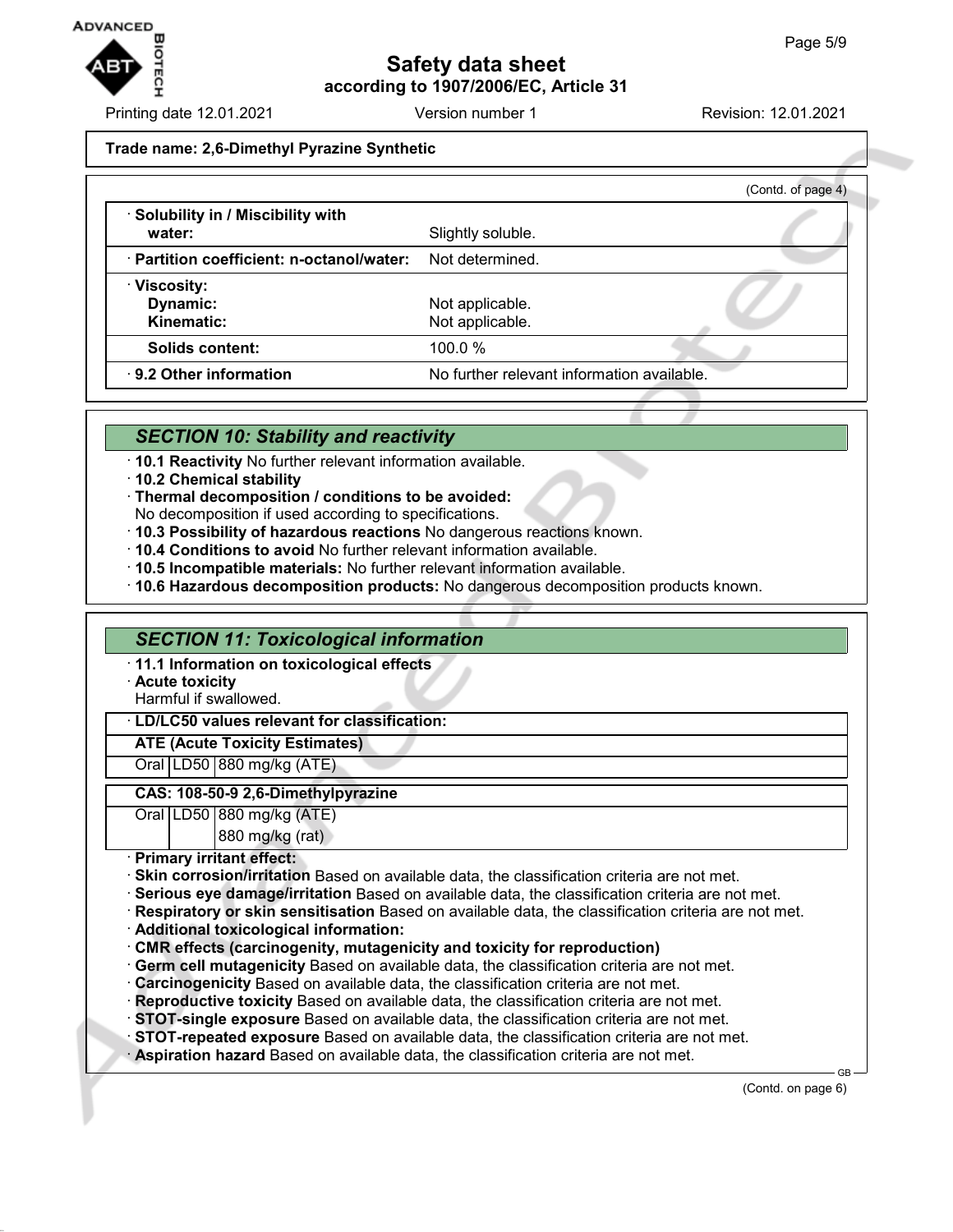**Trade name: 2,6-Dimethyl Pyrazine Synthetic**

(Contd. of page 4)

| | |
|---|---|
| · **Solubility in / Miscibility with water:** | Slightly soluble. |
| · **Partition coefficient: n-octanol/water:** | Not determined. |
| · **Viscosity:** Dynamic: Kinematic: | Not applicable. Not applicable. |
| **Solids content:** | 100.0 % |
| · **9.2 Other information** | No further relevant information available. |

## *SECTION 10: Stability and reactivity*

· **10.1 Reactivity** No further relevant information available.
· **10.2 Chemical stability**
· **Thermal decomposition / conditions to be avoided:**
No decomposition if used according to specifications.
· **10.3 Possibility of hazardous reactions** No dangerous reactions known.
· **10.4 Conditions to avoid** No further relevant information available.
· **10.5 Incompatible materials:** No further relevant information available.
· **10.6 Hazardous decomposition products:** No dangerous decomposition products known.

## *SECTION 11: Toxicological information*

· **11.1 Information on toxicological effects**
· **Acute toxicity**
Harmful if swallowed.

· **LD/LC50 values relevant for classification:**

| **ATE (Acute Toxicity Estimates)** | | |
|---|---|---|
| Oral | LD50 | 880 mg/kg (ATE) |

| **CAS: 108-50-9 2,6-Dimethylpyrazine** | | |
|---|---|---|
| Oral | LD50 | 880 mg/kg (ATE) |
| | | 880 mg/kg (rat) |

· **Primary irritant effect:**
· **Skin corrosion/irritation** Based on available data, the classification criteria are not met.
· **Serious eye damage/irritation** Based on available data, the classification criteria are not met.
· **Respiratory or skin sensitisation** Based on available data, the classification criteria are not met.
· **Additional toxicological information:**
· **CMR effects (carcinogenity, mutagenicity and toxicity for reproduction)**
· **Germ cell mutagenicity** Based on available data, the classification criteria are not met.
· **Carcinogenicity** Based on available data, the classification criteria are not met.
· **Reproductive toxicity** Based on available data, the classification criteria are not met.
· **STOT-single exposure** Based on available data, the classification criteria are not met.
· **STOT-repeated exposure** Based on available data, the classification criteria are not met.
· **Aspiration hazard** Based on available data, the classification criteria are not met.

(Contd. on page 6)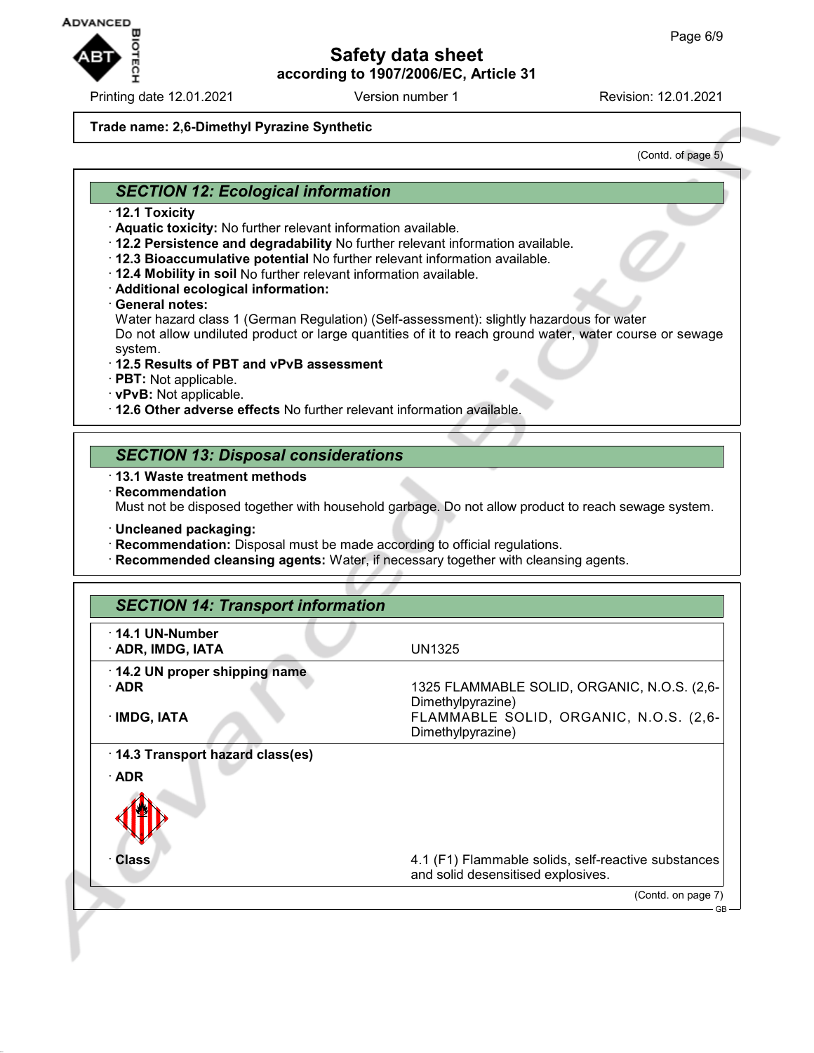**Trade name: 2,6-Dimethyl Pyrazine Synthetic**

(Contd. of page 5)

## SECTION 12: Ecological information

· **12.1 Toxicity**
· **Aquatic toxicity:** No further relevant information available.
· **12.2 Persistence and degradability** No further relevant information available.
· **12.3 Bioaccumulative potential** No further relevant information available.
· **12.4 Mobility in soil** No further relevant information available.
· **Additional ecological information:**
· **General notes:**
Water hazard class 1 (German Regulation) (Self-assessment): slightly hazardous for water
Do not allow undiluted product or large quantities of it to reach ground water, water course or sewage system.
· **12.5 Results of PBT and vPvB assessment**
· **PBT:** Not applicable.
· **vPvB:** Not applicable.
· **12.6 Other adverse effects** No further relevant information available.

## SECTION 13: Disposal considerations

· **13.1 Waste treatment methods**
· **Recommendation**
Must not be disposed together with household garbage. Do not allow product to reach sewage system.

· **Uncleaned packaging:**
· **Recommendation:** Disposal must be made according to official regulations.
· **Recommended cleansing agents:** Water, if necessary together with cleansing agents.

## SECTION 14: Transport information

| | |
|---|---|
| · **14.1 UN-Number** | |
| · **ADR, IMDG, IATA** | UN1325 |
| · **14.2 UN proper shipping name** | |
| · **ADR** | 1325 FLAMMABLE SOLID, ORGANIC, N.O.S. (2,6-Dimethylpyrazine) |
| · **IMDG, IATA** | FLAMMABLE SOLID, ORGANIC, N.O.S. (2,6-Dimethylpyrazine) |
| · **14.3 Transport hazard class(es)** | |
| · **ADR** | |
| · **Class** | 4.1 (F1) Flammable solids, self-reactive substances and solid desensitised explosives. |

(Contd. on page 7)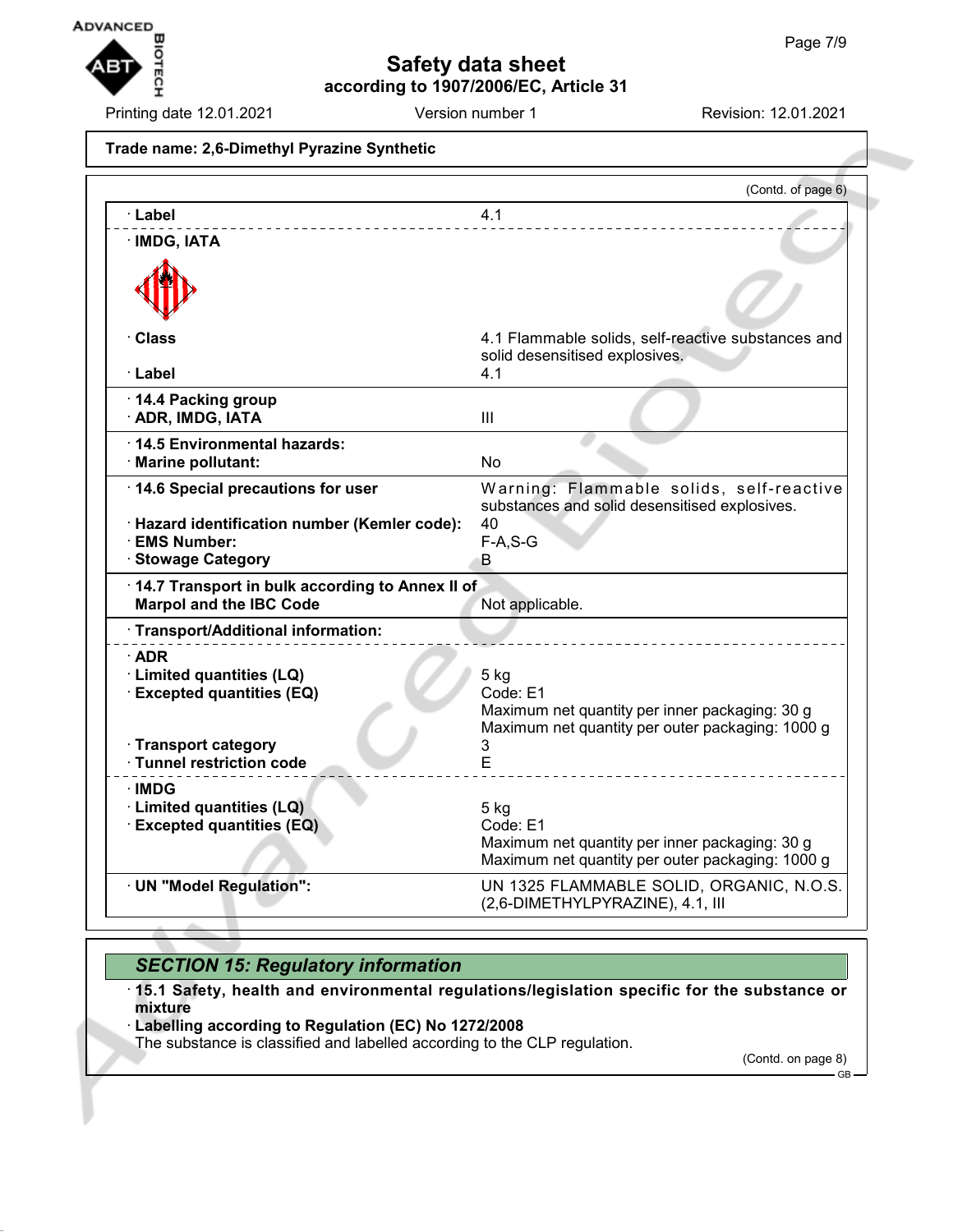**Trade name: 2,6-Dimethyl Pyrazine Synthetic**

(Contd. of page 6)

| | |
|---|---|
| · **Label** | 4.1 |
| · **IMDG, IATA** | |
| · **Class** | 4.1 Flammable solids, self-reactive substances and solid desensitised explosives. |
| · **Label** | 4.1 |
| · **14.4 Packing group** | |
| · **ADR, IMDG, IATA** | III |
| · **14.5 Environmental hazards:** | |
| · **Marine pollutant:** | No |
| · **14.6 Special precautions for user** | Warning: Flammable solids, self-reactive substances and solid desensitised explosives. |
| · **Hazard identification number (Kemler code):** | 40 |
| · **EMS Number:** | F-A,S-G |
| · **Stowage Category** | B |
| · **14.7 Transport in bulk according to Annex II of Marpol and the IBC Code** | Not applicable. |
| · **Transport/Additional information:** | |
| · **ADR** | |
| · **Limited quantities (LQ)** | 5 kg |
| · **Excepted quantities (EQ)** | Code: E1<br>Maximum net quantity per inner packaging: 30 g<br>Maximum net quantity per outer packaging: 1000 g |
| · **Transport category** | 3 |
| · **Tunnel restriction code** | E |
| · **IMDG** | |
| · **Limited quantities (LQ)** | 5 kg |
| · **Excepted quantities (EQ)** | Code: E1<br>Maximum net quantity per inner packaging: 30 g<br>Maximum net quantity per outer packaging: 1000 g |
| · **UN "Model Regulation":** | UN 1325 FLAMMABLE SOLID, ORGANIC, N.O.S. (2,6-DIMETHYLPYRAZINE), 4.1, III |

## *SECTION 15: Regulatory information*

· **15.1 Safety, health and environmental regulations/legislation specific for the substance or mixture**

· **Labelling according to Regulation (EC) No 1272/2008**

The substance is classified and labelled according to the CLP regulation.

(Contd. on page 8)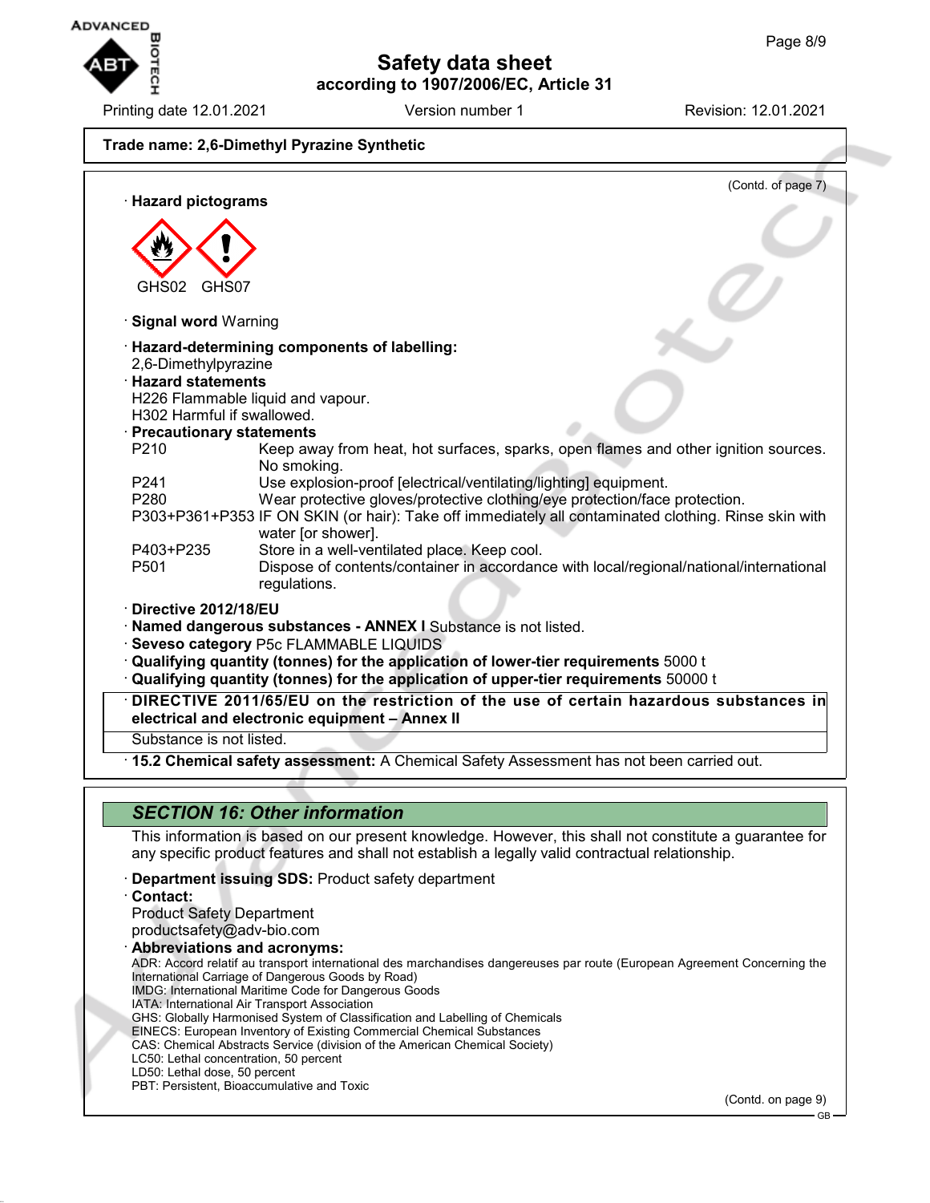(Contd. of page 7)

· **Hazard pictograms**

GHS02 GHS07

· **Signal word** Warning

· **Hazard-determining components of labelling:**
2,6-Dimethylpyrazine

· **Hazard statements**
H226 Flammable liquid and vapour.
H302 Harmful if swallowed.

· **Precautionary statements**

| | |
|---|---|
| P210 | Keep away from heat, hot surfaces, sparks, open flames and other ignition sources. No smoking. |
| P241 | Use explosion-proof [electrical/ventilating/lighting] equipment. |
| P280 | Wear protective gloves/protective clothing/eye protection/face protection. |
| P303+P361+P353 | IF ON SKIN (or hair): Take off immediately all contaminated clothing. Rinse skin with water [or shower]. |
| P403+P235 | Store in a well-ventilated place. Keep cool. |
| P501 | Dispose of contents/container in accordance with local/regional/national/international regulations. |

· **Directive 2012/18/EU**
· **Named dangerous substances - ANNEX I** Substance is not listed.
· **Seveso category** P5c FLAMMABLE LIQUIDS
· **Qualifying quantity (tonnes) for the application of lower-tier requirements** 5000 t
· **Qualifying quantity (tonnes) for the application of upper-tier requirements** 50000 t

· **DIRECTIVE 2011/65/EU on the restriction of the use of certain hazardous substances in electrical and electronic equipment – Annex II**
Substance is not listed.

· **15.2 Chemical safety assessment:** A Chemical Safety Assessment has not been carried out.

## *SECTION 16: Other information*

This information is based on our present knowledge. However, this shall not constitute a guarantee for any specific product features and shall not establish a legally valid contractual relationship.

· **Department issuing SDS:** Product safety department
· **Contact:**
Product Safety Department
productsafety@adv-bio.com

· **Abbreviations and acronyms:**
ADR: Accord relatif au transport international des marchandises dangereuses par route (European Agreement Concerning the International Carriage of Dangerous Goods by Road)
IMDG: International Maritime Code for Dangerous Goods
IATA: International Air Transport Association
GHS: Globally Harmonised System of Classification and Labelling of Chemicals
EINECS: European Inventory of Existing Commercial Chemical Substances
CAS: Chemical Abstracts Service (division of the American Chemical Society)
LC50: Lethal concentration, 50 percent
LD50: Lethal dose, 50 percent
PBT: Persistent, Bioaccumulative and Toxic

(Contd. on page 9)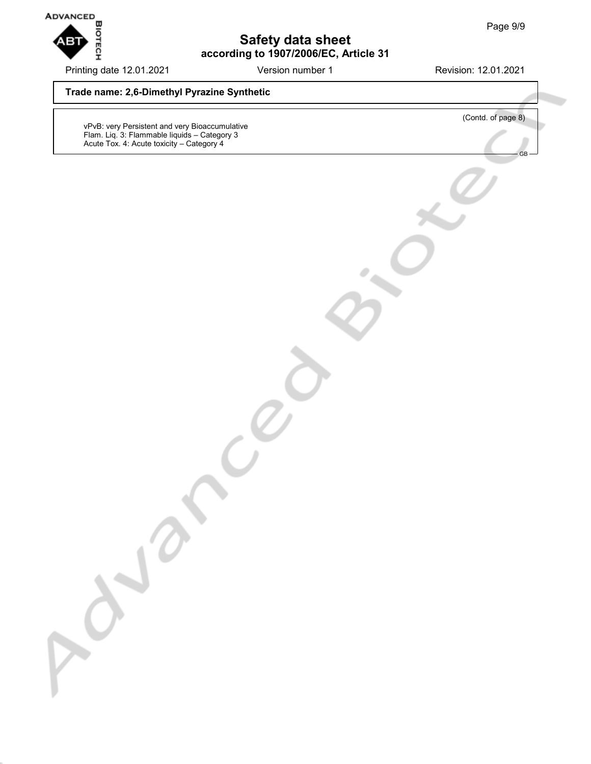**Trade name: 2,6-Dimethyl Pyrazine Synthetic**

(Contd. of page 8)

vPvB: very Persistent and very Bioaccumulative
Flam. Liq. 3: Flammable liquids – Category 3
Acute Tox. 4: Acute toxicity – Category 4

GB